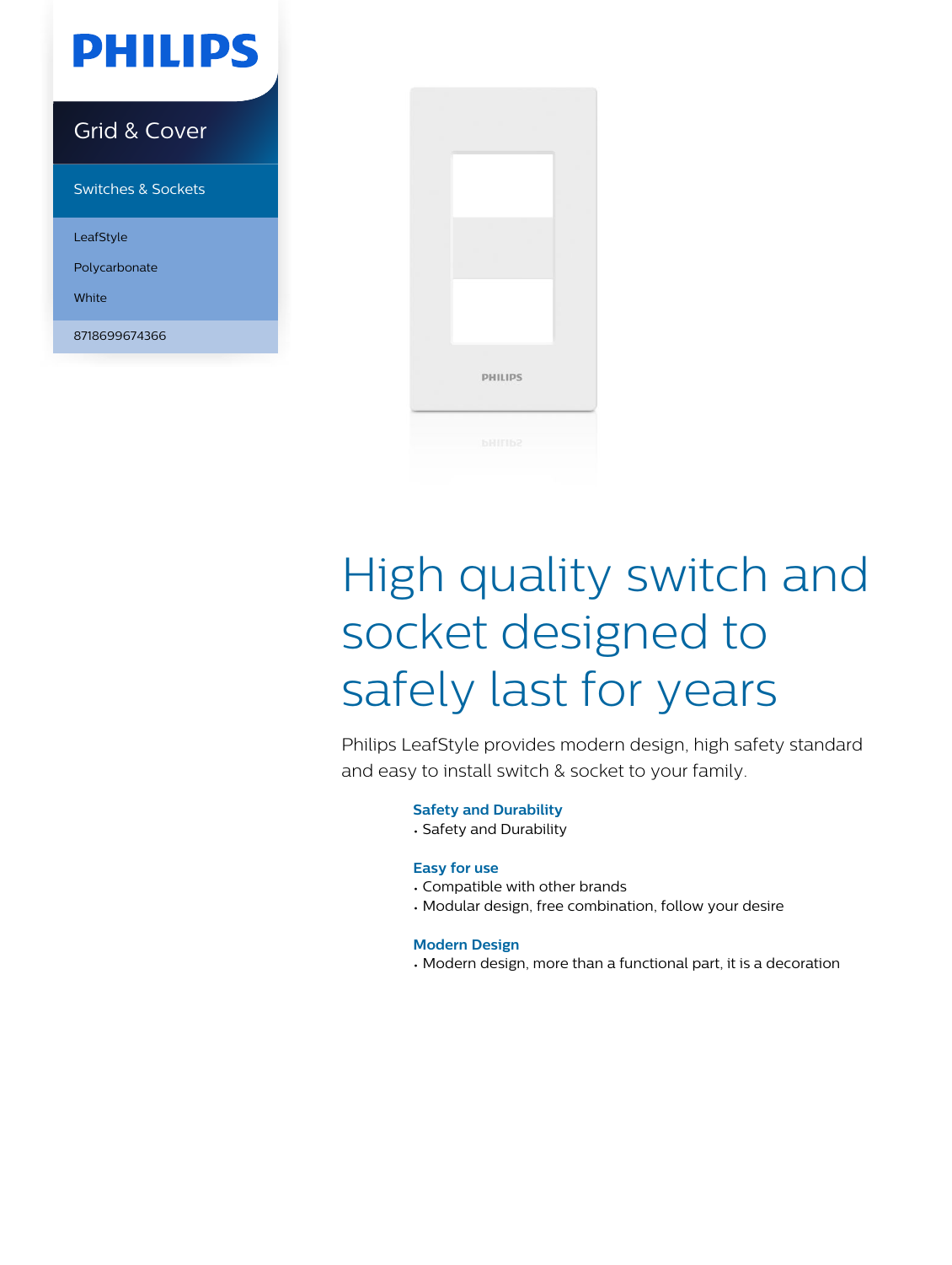PHILIPS

Grid & Cover

Switches & Sockets

LeafStyle

Polycarbonate

White

8718699674366

# High quality switch and socket designed to safely last for years

Philips LeafStyle provides modern design, high safety standard and easy to install switch & socket to your family.

### Safety and Durability

- Safety and Durability

### Easy for use

- Compatible with other brands
- Modular design, free combination, follow your desire

### Modern Design

- Modern design, more than a functional part, it is a decoration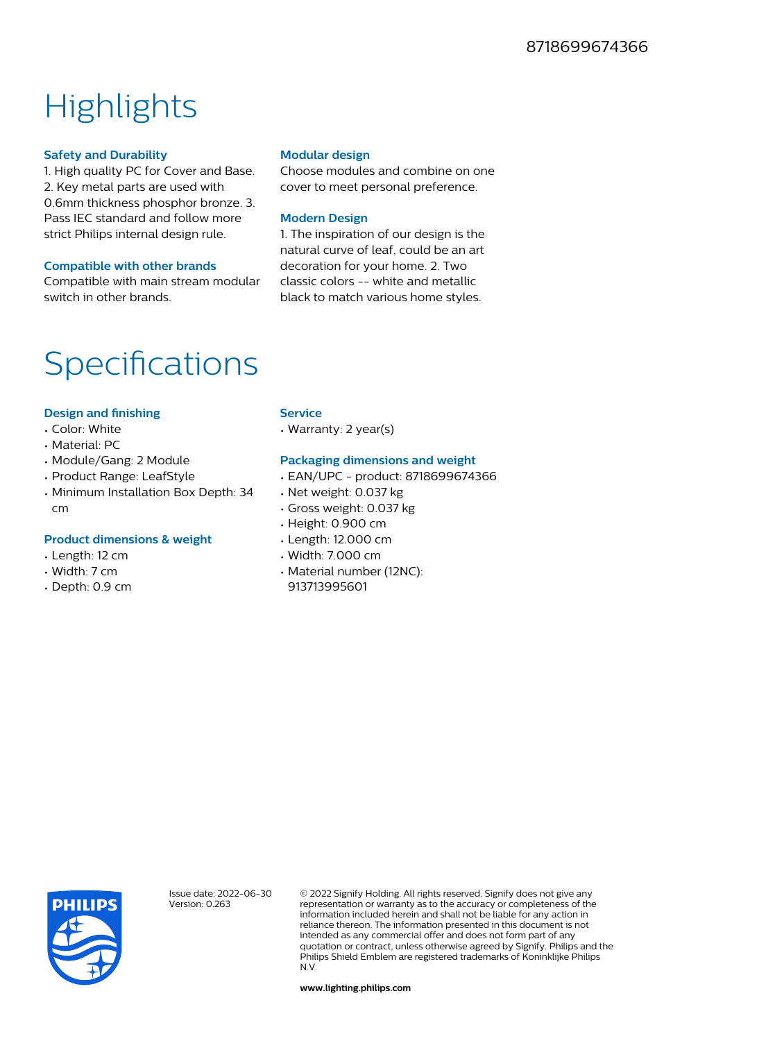8718699674366

# Highlights

### Safety and Durability

1. High quality PC for Cover and Base. 2. Key metal parts are used with 0.6mm thickness phosphor bronze. 3. Pass IEC standard and follow more strict Philips internal design rule.

### Compatible with other brands

Compatible with main stream modular switch in other brands.

### Modular design

Choose modules and combine on one cover to meet personal preference.

### Modern Design

1. The inspiration of our design is the natural curve of leaf, could be an art decoration for your home. 2. Two classic colors -- white and metallic black to match various home styles.

# Specifications

### Design and finishing

- Color: White
- Material: PC
- Module/Gang: 2 Module
- Product Range: LeafStyle
- Minimum Installation Box Depth: 34 cm

### Product dimensions & weight

- Length: 12 cm
- Width: 7 cm
- Depth: 0.9 cm

### Service

- Warranty: 2 year(s)

### Packaging dimensions and weight

- EAN/UPC - product: 8718699674366
- Net weight: 0.037 kg
- Gross weight: 0.037 kg
- Height: 0.900 cm
- Length: 12.000 cm
- Width: 7.000 cm
- Material number (12NC): 913713995601

Issue date: 2022-06-30
Version: 0.263

© 2022 Signify Holding. All rights reserved. Signify does not give any representation or warranty as to the accuracy or completeness of the information included herein and shall not be liable for any action in reliance thereon. The information presented in this document is not intended as any commercial offer and does not form part of any quotation or contract, unless otherwise agreed by Signify. Philips and the Philips Shield Emblem are registered trademarks of Koninklijke Philips N.V.

**www.lighting.philips.com**